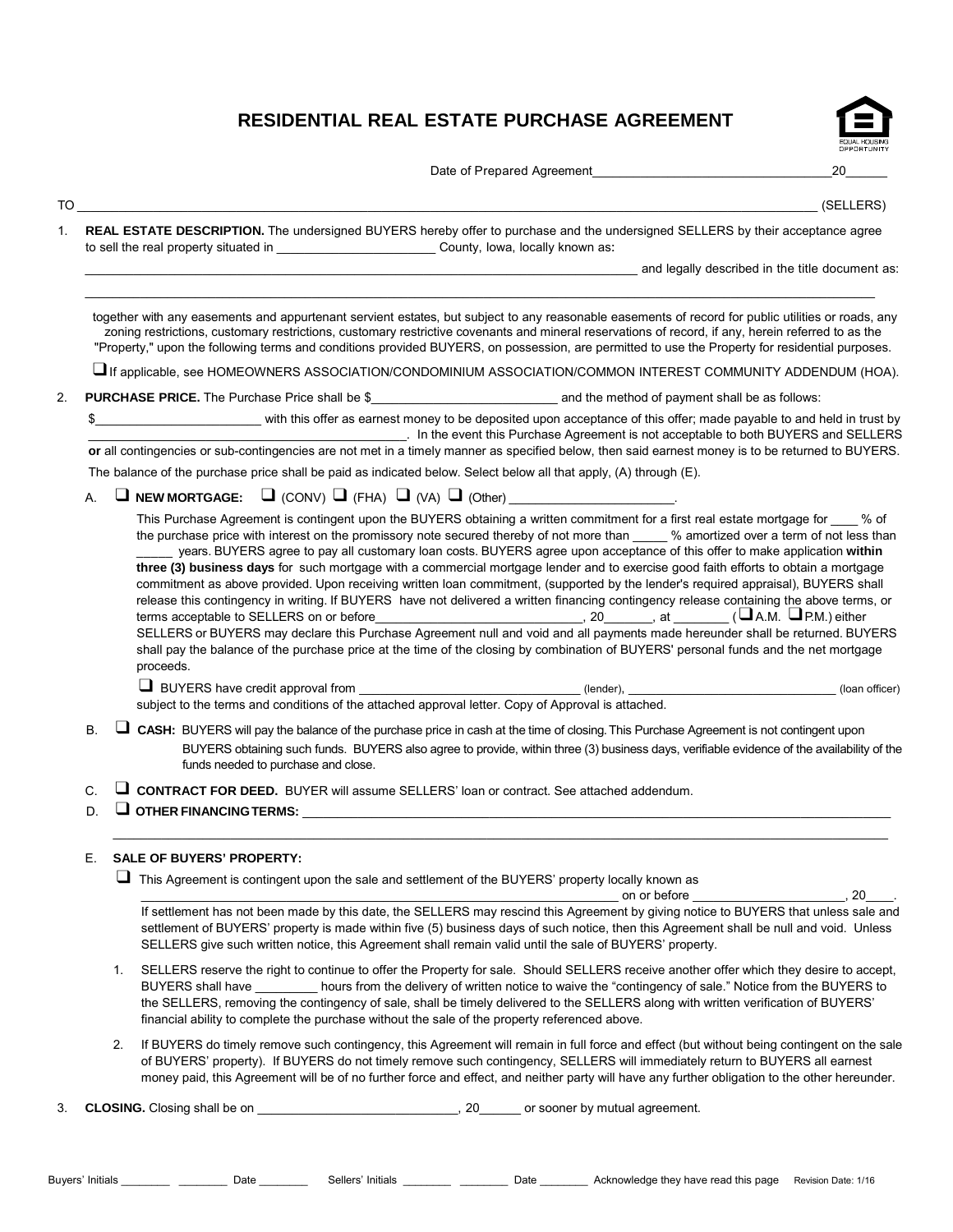# RESIDENTIAL REAL ESTATE PURCHASE AGREEMENT

Date of Prepared Agreement__________________________________20______

TO ____________________________________________________________________________________________ (SELLERS)

1. **REAL ESTATE DESCRIPTION.** The undersigned BUYERS hereby offer to purchase and the undersigned SELLERS by their acceptance agree to sell the real property situated in _______________________ County, Iowa, locally known as:

   ____________________________________________________________________________ and legally described in the title document as:

   ____________________________________________________________________________________________________________

   together with any easements and appurtenant servient estates, but subject to any reasonable easements of record for public utilities or roads, any zoning restrictions, customary restrictions, customary restrictive covenants and mineral reservations of record, if any, herein referred to as the "Property," upon the following terms and conditions provided BUYERS, on possession, are permitted to use the Property for residential purposes.

   ☐ If applicable, see HOMEOWNERS ASSOCIATION/CONDOMINIUM ASSOCIATION/COMMON INTEREST COMMUNITY ADDENDUM (HOA).

2. **PURCHASE PRICE.** The Purchase Price shall be $__________________________ and the method of payment shall be as follows:

   $_______________________ with this offer as earnest money to be deposited upon acceptance of this offer; made payable to and held in trust by ____________________________________________. In the event this Purchase Agreement is not acceptable to both BUYERS and SELLERS **or** all contingencies or sub-contingencies are not met in a timely manner as specified below, then said earnest money is to be returned to BUYERS.

   The balance of the purchase price shall be paid as indicated below. Select below all that apply, (A) through (E).

   A. ☐ **NEW MORTGAGE:** ☐ (CONV) ☐ (FHA) ☐ (VA) ☐ (Other) _______________________.

   This Purchase Agreement is contingent upon the BUYERS obtaining a written commitment for a first real estate mortgage for ____ % of the purchase price with interest on the promissory note secured thereby of not more than _____ % amortized over a term of not less than _____ years. BUYERS agree to pay all customary loan costs. BUYERS agree upon acceptance of this offer to make application **within three (3) business days** for such mortgage with a commercial mortgage lender and to exercise good faith efforts to obtain a mortgage commitment as above provided. Upon receiving written loan commitment, (supported by the lender's required appraisal), BUYERS shall release this contingency in writing. If BUYERS have not delivered a written financing contingency release containing the above terms, or terms acceptable to SELLERS on or before_____________________________, 20_______, at ________ (☐ A.M. ☐ P.M.) either SELLERS or BUYERS may declare this Purchase Agreement null and void and all payments made hereunder shall be returned. BUYERS shall pay the balance of the purchase price at the time of the closing by combination of BUYERS' personal funds and the net mortgage proceeds.

   ☐ BUYERS have credit approval from _______________________________ (lender), ______________________________ (loan officer) subject to the terms and conditions of the attached approval letter. Copy of Approval is attached.

   B. ☐ **CASH:** BUYERS will pay the balance of the purchase price in cash at the time of closing. This Purchase Agreement is not contingent upon BUYERS obtaining such funds. BUYERS also agree to provide, within three (3) business days, verifiable evidence of the availability of the funds needed to purchase and close.

   C. ☐ **CONTRACT FOR DEED.** BUYER will assume SELLERS' loan or contract. See attached addendum.

   D. ☐ **OTHER FINANCING TERMS:** ____________________________________________________________________________

   ____________________________________________________________________________________________________

   E. **SALE OF BUYERS' PROPERTY:**

   ☐ This Agreement is contingent upon the sale and settlement of the BUYERS' property locally known as ______________________________________________________________________ on or before _____________________, 20____. If settlement has not been made by this date, the SELLERS may rescind this Agreement by giving notice to BUYERS that unless sale and settlement of BUYERS' property is made within five (5) business days of such notice, then this Agreement shall be null and void. Unless SELLERS give such written notice, this Agreement shall remain valid until the sale of BUYERS' property.

   1. SELLERS reserve the right to continue to offer the Property for sale. Should SELLERS receive another offer which they desire to accept, BUYERS shall have _________ hours from the delivery of written notice to waive the "contingency of sale." Notice from the BUYERS to the SELLERS, removing the contingency of sale, shall be timely delivered to the SELLERS along with written verification of BUYERS' financial ability to complete the purchase without the sale of the property referenced above.

   2. If BUYERS do timely remove such contingency, this Agreement will remain in full force and effect (but without being contingent on the sale of BUYERS' property). If BUYERS do not timely remove such contingency, SELLERS will immediately return to BUYERS all earnest money paid, this Agreement will be of no further force and effect, and neither party will have any further obligation to the other hereunder.

3. **CLOSING.** Closing shall be on ____________________________, 20______ or sooner by mutual agreement.

Buyers' Initials ________ ________ Date ________ Sellers' Initials ________ ________ Date ________ Acknowledge they have read this page Revision Date: 1/16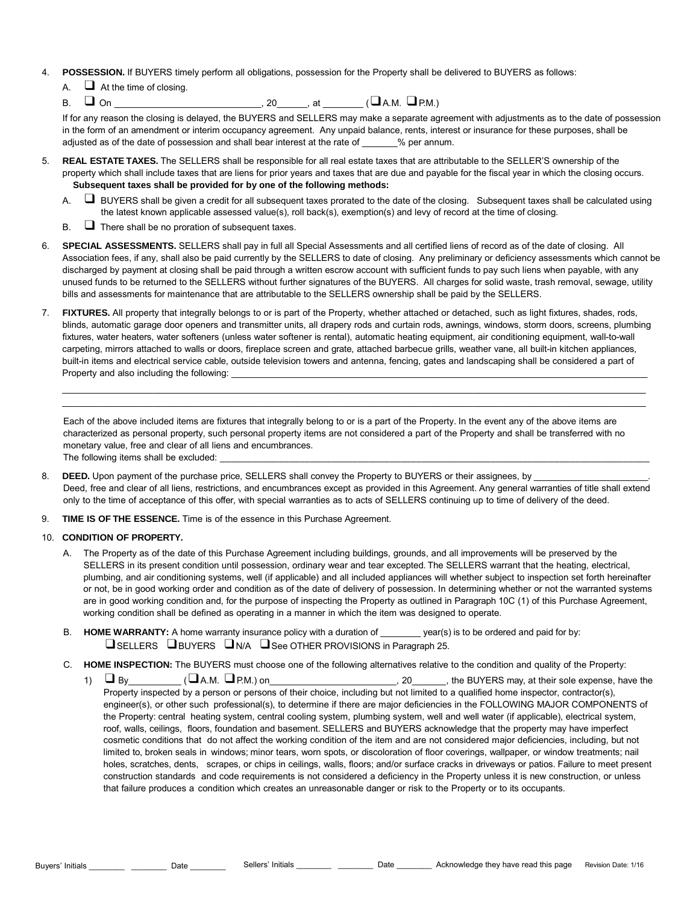4. **POSSESSION.** If BUYERS timely perform all obligations, possession for the Property shall be delivered to BUYERS as follows:

   A. ❑ At the time of closing.

   B. ❑ On \_\_\_\_\_\_\_\_\_\_\_\_\_\_\_\_\_\_\_\_\_\_\_\_\_\_\_\_\_, 20\_\_\_\_\_\_, at \_\_\_\_\_\_\_\_ (❑ A.M. ❑ P.M.)

   If for any reason the closing is delayed, the BUYERS and SELLERS may make a separate agreement with adjustments as to the date of possession in the form of an amendment or interim occupancy agreement. Any unpaid balance, rents, interest or insurance for these purposes, shall be adjusted as of the date of possession and shall bear interest at the rate of \_\_\_\_\_\_\_% per annum.

5. **REAL ESTATE TAXES.** The SELLERS shall be responsible for all real estate taxes that are attributable to the SELLER'S ownership of the property which shall include taxes that are liens for prior years and taxes that are due and payable for the fiscal year in which the closing occurs. **Subsequent taxes shall be provided for by one of the following methods:**

   A. ❑ BUYERS shall be given a credit for all subsequent taxes prorated to the date of the closing. Subsequent taxes shall be calculated using the latest known applicable assessed value(s), roll back(s), exemption(s) and levy of record at the time of closing.

   B. ❑ There shall be no proration of subsequent taxes.

6. **SPECIAL ASSESSMENTS.** SELLERS shall pay in full all Special Assessments and all certified liens of record as of the date of closing. All Association fees, if any, shall also be paid currently by the SELLERS to date of closing. Any preliminary or deficiency assessments which cannot be discharged by payment at closing shall be paid through a written escrow account with sufficient funds to pay such liens when payable, with any unused funds to be returned to the SELLERS without further signatures of the BUYERS. All charges for solid waste, trash removal, sewage, utility bills and assessments for maintenance that are attributable to the SELLERS ownership shall be paid by the SELLERS.

7. **FIXTURES.** All property that integrally belongs to or is part of the Property, whether attached or detached, such as light fixtures, shades, rods, blinds, automatic garage door openers and transmitter units, all drapery rods and curtain rods, awnings, windows, storm doors, screens, plumbing fixtures, water heaters, water softeners (unless water softener is rental), automatic heating equipment, air conditioning equipment, wall-to-wall carpeting, mirrors attached to walls or doors, fireplace screen and grate, attached barbecue grills, weather vane, all built-in kitchen appliances, built-in items and electrical service cable, outside television towers and antenna, fencing, gates and landscaping shall be considered a part of Property and also including the following: \_\_\_\_\_\_\_\_\_\_\_\_\_\_\_\_\_\_\_\_\_\_\_\_\_\_\_\_\_\_\_\_\_\_\_\_\_\_\_\_\_\_\_\_\_\_\_\_\_\_\_\_\_\_\_\_\_\_\_\_\_\_\_\_\_\_\_\_\_\_\_\_\_\_\_\_\_\_\_

   \_\_\_\_\_\_\_\_\_\_\_\_\_\_\_\_\_\_\_\_\_\_\_\_\_\_\_\_\_\_\_\_\_\_\_\_\_\_\_\_\_\_\_\_\_\_\_\_\_\_\_\_\_\_\_\_\_\_\_\_\_\_\_\_\_\_\_\_\_\_\_\_\_\_\_\_\_\_\_\_\_\_\_\_\_\_\_\_\_\_\_\_\_\_\_\_\_\_\_\_\_\_\_\_\_\_\_

   \_\_\_\_\_\_\_\_\_\_\_\_\_\_\_\_\_\_\_\_\_\_\_\_\_\_\_\_\_\_\_\_\_\_\_\_\_\_\_\_\_\_\_\_\_\_\_\_\_\_\_\_\_\_\_\_\_\_\_\_\_\_\_\_\_\_\_\_\_\_\_\_\_\_\_\_\_\_\_\_\_\_\_\_\_\_\_\_\_\_\_\_\_\_\_\_\_\_\_\_\_\_\_\_\_\_\_

   Each of the above included items are fixtures that integrally belong to or is a part of the Property. In the event any of the above items are characterized as personal property, such personal property items are not considered a part of the Property and shall be transferred with no monetary value, free and clear of all liens and encumbrances.
   The following items shall be excluded: \_\_\_\_\_\_\_\_\_\_\_\_\_\_\_\_\_\_\_\_\_\_\_\_\_\_\_\_\_\_\_\_\_\_\_\_\_\_\_\_\_\_\_\_\_\_\_\_\_\_\_\_\_\_\_\_\_\_\_\_\_\_\_\_\_\_\_\_\_\_\_\_\_\_\_\_\_\_\_\_\_\_\_\_\_\_\_\_\_\_

8. **DEED.** Upon payment of the purchase price, SELLERS shall convey the Property to BUYERS or their assignees, by \_\_\_\_\_\_\_\_\_\_\_\_\_\_\_\_\_\_\_\_\_\_\_\_. Deed, free and clear of all liens, restrictions, and encumbrances except as provided in this Agreement. Any general warranties of title shall extend only to the time of acceptance of this offer, with special warranties as to acts of SELLERS continuing up to time of delivery of the deed.

9. **TIME IS OF THE ESSENCE.** Time is of the essence in this Purchase Agreement.

10. **CONDITION OF PROPERTY.**

    A. The Property as of the date of this Purchase Agreement including buildings, grounds, and all improvements will be preserved by the SELLERS in its present condition until possession, ordinary wear and tear excepted. The SELLERS warrant that the heating, electrical, plumbing, and air conditioning systems, well (if applicable) and all included appliances will whether subject to inspection set forth hereinafter or not, be in good working order and condition as of the date of delivery of possession. In determining whether or not the warranted systems are in good working condition and, for the purpose of inspecting the Property as outlined in Paragraph 10C (1) of this Purchase Agreement, working condition shall be defined as operating in a manner in which the item was designed to operate.

    B. **HOME WARRANTY:** A home warranty insurance policy with a duration of \_\_\_\_\_\_\_\_ year(s) is to be ordered and paid for by:
    ❑ SELLERS ❑ BUYERS ❑ N/A ❑ See OTHER PROVISIONS in Paragraph 25.

    C. **HOME INSPECTION:** The BUYERS must choose one of the following alternatives relative to the condition and quality of the Property:

       1) ❑ By\_\_\_\_\_\_\_\_\_\_ (❑ A.M. ❑ P.M.) on\_\_\_\_\_\_\_\_\_\_\_\_\_\_\_\_\_\_\_\_\_\_\_\_\_, 20\_\_\_\_\_\_\_, the BUYERS may, at their sole expense, have the Property inspected by a person or persons of their choice, including but not limited to a qualified home inspector, contractor(s), engineer(s), or other such professional(s), to determine if there are major deficiencies in the FOLLOWING MAJOR COMPONENTS of the Property: central heating system, central cooling system, plumbing system, well and well water (if applicable), electrical system, roof, walls, ceilings, floors, foundation and basement. SELLERS and BUYERS acknowledge that the property may have imperfect cosmetic conditions that do not affect the working condition of the item and are not considered major deficiencies, including, but not limited to, broken seals in windows; minor tears, worn spots, or discoloration of floor coverings, wallpaper, or window treatments; nail holes, scratches, dents, scrapes, or chips in ceilings, walls, floors; and/or surface cracks in driveways or patios. Failure to meet present construction standards and code requirements is not considered a deficiency in the Property unless it is new construction, or unless that failure produces a condition which creates an unreasonable danger or risk to the Property or to its occupants.

Buyers' Initials \_\_\_\_\_\_\_\_ \_\_\_\_\_\_\_\_ Date \_\_\_\_\_\_\_\_ Sellers' Initials \_\_\_\_\_\_\_\_ \_\_\_\_\_\_\_\_ Date \_\_\_\_\_\_\_\_ Acknowledge they have read this page Revision Date: 1/16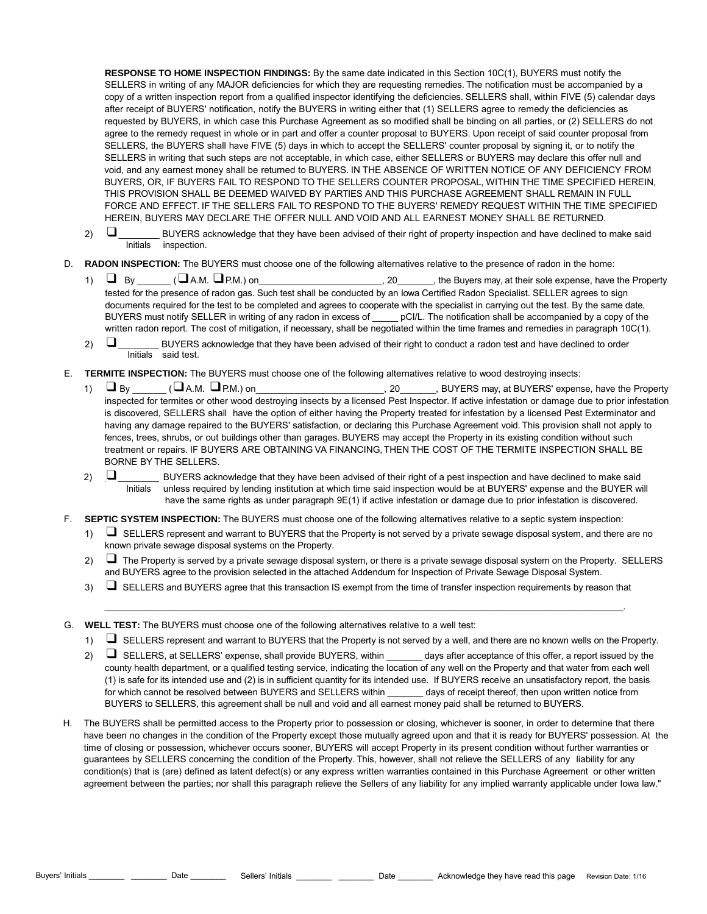**RESPONSE TO HOME INSPECTION FINDINGS:** By the same date indicated in this Section 10C(1), BUYERS must notify the SELLERS in writing of any MAJOR deficiencies for which they are requesting remedies. The notification must be accompanied by a copy of a written inspection report from a qualified inspector identifying the deficiencies. SELLERS shall, within FIVE (5) calendar days after receipt of BUYERS' notification, notify the BUYERS in writing either that (1) SELLERS agree to remedy the deficiencies as requested by BUYERS, in which case this Purchase Agreement as so modified shall be binding on all parties, or (2) SELLERS do not agree to the remedy request in whole or in part and offer a counter proposal to BUYERS. Upon receipt of said counter proposal from SELLERS, the BUYERS shall have FIVE (5) days in which to accept the SELLERS' counter proposal by signing it, or to notify the SELLERS in writing that such steps are not acceptable, in which case, either SELLERS or BUYERS may declare this offer null and void, and any earnest money shall be returned to BUYERS. IN THE ABSENCE OF WRITTEN NOTICE OF ANY DEFICIENCY FROM BUYERS, OR, IF BUYERS FAIL TO RESPOND TO THE SELLERS COUNTER PROPOSAL, WITHIN THE TIME SPECIFIED HEREIN, THIS PROVISION SHALL BE DEEMED WAIVED BY PARTIES AND THIS PURCHASE AGREEMENT SHALL REMAIN IN FULL FORCE AND EFFECT. IF THE SELLERS FAIL TO RESPOND TO THE BUYERS' REMEDY REQUEST WITHIN THE TIME SPECIFIED HEREIN, BUYERS MAY DECLARE THE OFFER NULL AND VOID AND ALL EARNEST MONEY SHALL BE RETURNED.

2) ☐ ________ BUYERS acknowledge that they have been advised of their right of property inspection and have declined to make said
   Initials inspection.

D. **RADON INSPECTION:** The BUYERS must choose one of the following alternatives relative to the presence of radon in the home:

1) ☐ By ______ (☐A.M. ☐P.M.) on________________________, 20_______, the Buyers may, at their sole expense, have the Property tested for the presence of radon gas. Such test shall be conducted by an Iowa Certified Radon Specialist. SELLER agrees to sign documents required for the test to be completed and agrees to cooperate with the specialist in carrying out the test. By the same date, BUYERS must notify SELLER in writing of any radon in excess of _____ pCI/L. The notification shall be accompanied by a copy of the written radon report. The cost of mitigation, if necessary, shall be negotiated within the time frames and remedies in paragraph 10C(1).

2) ☐ ________ BUYERS acknowledge that they have been advised of their right to conduct a radon test and have declined to order
   Initials said test.

E. **TERMITE INSPECTION:** The BUYERS must choose one of the following alternatives relative to wood destroying insects:

1) ☐ By ______ (☐A.M. ☐P.M.) on________________________, 20_______, BUYERS may, at BUYERS' expense, have the Property inspected for termites or other wood destroying insects by a licensed Pest Inspector. If active infestation or damage due to prior infestation is discovered, SELLERS shall have the option of either having the Property treated for infestation by a licensed Pest Exterminator and having any damage repaired to the BUYERS' satisfaction, or declaring this Purchase Agreement void. This provision shall not apply to fences, trees, shrubs, or out buildings other than garages. BUYERS may accept the Property in its existing condition without such treatment or repairs. IF BUYERS ARE OBTAINING VA FINANCING, THEN THE COST OF THE TERMITE INSPECTION SHALL BE BORNE BY THE SELLERS.

2) ☐ ________ BUYERS acknowledge that they have been advised of their right of a pest inspection and have declined to make said
   Initials unless required by lending institution at which time said inspection would be at BUYERS' expense and the BUYER will have the same rights as under paragraph 9E(1) if active infestation or damage due to prior infestation is discovered.

F. **SEPTIC SYSTEM INSPECTION:** The BUYERS must choose one of the following alternatives relative to a septic system inspection:

1) ☐ SELLERS represent and warrant to BUYERS that the Property is not served by a private sewage disposal system, and there are no known private sewage disposal systems on the Property.

2) ☐ The Property is served by a private sewage disposal system, or there is a private sewage disposal system on the Property. SELLERS and BUYERS agree to the provision selected in the attached Addendum for Inspection of Private Sewage Disposal System.

3) ☐ SELLERS and BUYERS agree that this transaction IS exempt from the time of transfer inspection requirements by reason that

______________________________________________________________________________.

G. **WELL TEST:** The BUYERS must choose one of the following alternatives relative to a well test:

1) ☐ SELLERS represent and warrant to BUYERS that the Property is not served by a well, and there are no known wells on the Property.

2) ☐ SELLERS, at SELLERS' expense, shall provide BUYERS, within _______ days after acceptance of this offer, a report issued by the county health department, or a qualified testing service, indicating the location of any well on the Property and that water from each well (1) is safe for its intended use and (2) is in sufficient quantity for its intended use. If BUYERS receive an unsatisfactory report, the basis for which cannot be resolved between BUYERS and SELLERS within _______ days of receipt thereof, then upon written notice from BUYERS to SELLERS, this agreement shall be null and void and all earnest money paid shall be returned to BUYERS.

H. The BUYERS shall be permitted access to the Property prior to possession or closing, whichever is sooner, in order to determine that there have been no changes in the condition of the Property except those mutually agreed upon and that it is ready for BUYERS' possession. At the time of closing or possession, whichever occurs sooner, BUYERS will accept Property in its present condition without further warranties or guarantees by SELLERS concerning the condition of the Property. This, however, shall not relieve the SELLERS of any liability for any condition(s) that is (are) defined as latent defect(s) or any express written warranties contained in this Purchase Agreement or other written agreement between the parties; nor shall this paragraph relieve the Sellers of any liability for any implied warranty applicable under Iowa law."

Buyers' Initials ________ ________ Date ________ Sellers' Initials ________ ________ Date ________ Acknowledge they have read this page Revision Date: 1/16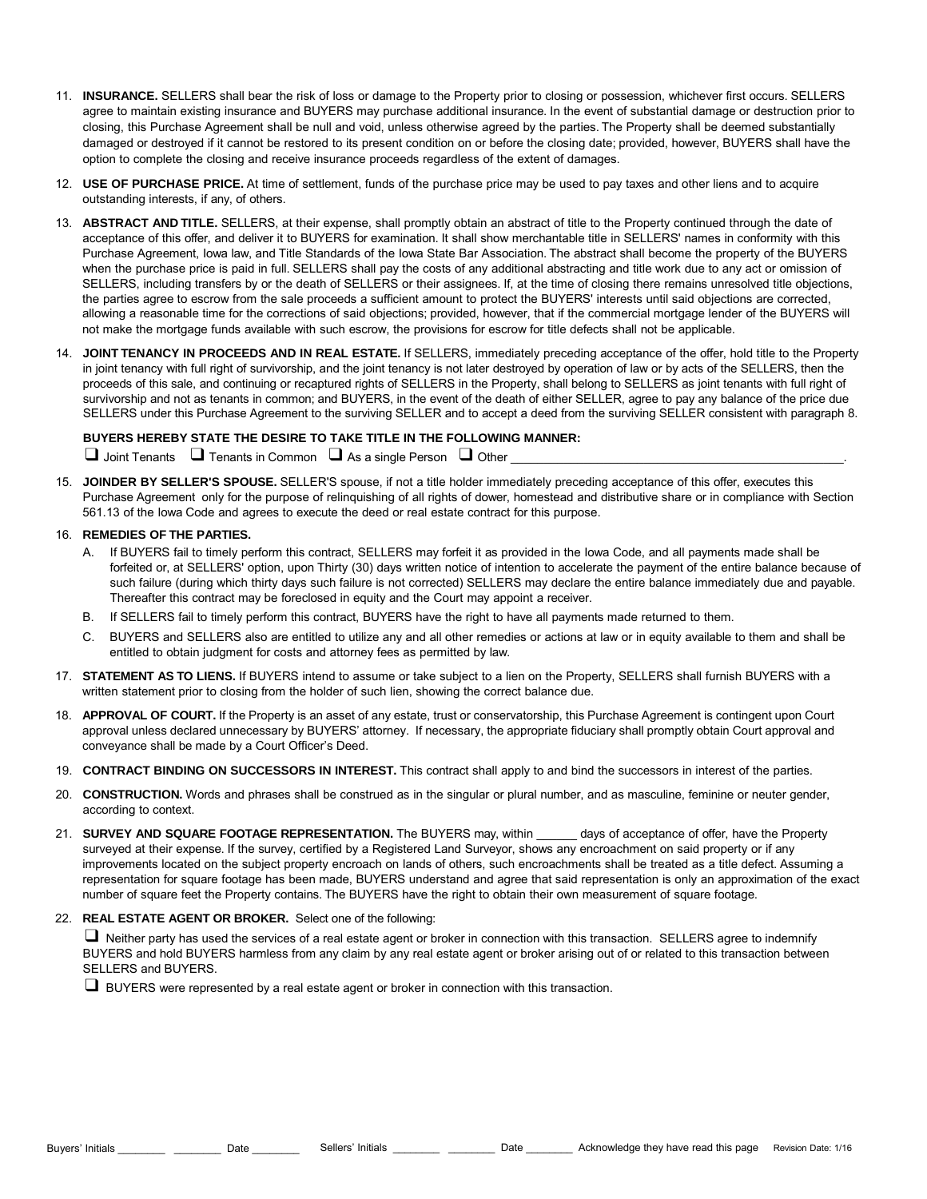11. **INSURANCE.** SELLERS shall bear the risk of loss or damage to the Property prior to closing or possession, whichever first occurs. SELLERS agree to maintain existing insurance and BUYERS may purchase additional insurance. In the event of substantial damage or destruction prior to closing, this Purchase Agreement shall be null and void, unless otherwise agreed by the parties. The Property shall be deemed substantially damaged or destroyed if it cannot be restored to its present condition on or before the closing date; provided, however, BUYERS shall have the option to complete the closing and receive insurance proceeds regardless of the extent of damages.

12. **USE OF PURCHASE PRICE.** At time of settlement, funds of the purchase price may be used to pay taxes and other liens and to acquire outstanding interests, if any, of others.

13. **ABSTRACT AND TITLE.** SELLERS, at their expense, shall promptly obtain an abstract of title to the Property continued through the date of acceptance of this offer, and deliver it to BUYERS for examination. It shall show merchantable title in SELLERS' names in conformity with this Purchase Agreement, Iowa law, and Title Standards of the Iowa State Bar Association. The abstract shall become the property of the BUYERS when the purchase price is paid in full. SELLERS shall pay the costs of any additional abstracting and title work due to any act or omission of SELLERS, including transfers by or the death of SELLERS or their assignees. If, at the time of closing there remains unresolved title objections, the parties agree to escrow from the sale proceeds a sufficient amount to protect the BUYERS' interests until said objections are corrected, allowing a reasonable time for the corrections of said objections; provided, however, that if the commercial mortgage lender of the BUYERS will not make the mortgage funds available with such escrow, the provisions for escrow for title defects shall not be applicable.

14. **JOINT TENANCY IN PROCEEDS AND IN REAL ESTATE.** If SELLERS, immediately preceding acceptance of the offer, hold title to the Property in joint tenancy with full right of survivorship, and the joint tenancy is not later destroyed by operation of law or by acts of the SELLERS, then the proceeds of this sale, and continuing or recaptured rights of SELLERS in the Property, shall belong to SELLERS as joint tenants with full right of survivorship and not as tenants in common; and BUYERS, in the event of the death of either SELLER, agree to pay any balance of the price due SELLERS under this Purchase Agreement to the surviving SELLER and to accept a deed from the surviving SELLER consistent with paragraph 8.

    **BUYERS HEREBY STATE THE DESIRE TO TAKE TITLE IN THE FOLLOWING MANNER:**

    ☐ Joint Tenants ☐ Tenants in Common ☐ As a single Person ☐ Other ____________________________________________.

15. **JOINDER BY SELLER'S SPOUSE.** SELLER'S spouse, if not a title holder immediately preceding acceptance of this offer, executes this Purchase Agreement only for the purpose of relinquishing of all rights of dower, homestead and distributive share or in compliance with Section 561.13 of the Iowa Code and agrees to execute the deed or real estate contract for this purpose.

16. **REMEDIES OF THE PARTIES.**
    A. If BUYERS fail to timely perform this contract, SELLERS may forfeit it as provided in the Iowa Code, and all payments made shall be forfeited or, at SELLERS' option, upon Thirty (30) days written notice of intention to accelerate the payment of the entire balance because of such failure (during which thirty days such failure is not corrected) SELLERS may declare the entire balance immediately due and payable. Thereafter this contract may be foreclosed in equity and the Court may appoint a receiver.
    B. If SELLERS fail to timely perform this contract, BUYERS have the right to have all payments made returned to them.
    C. BUYERS and SELLERS also are entitled to utilize any and all other remedies or actions at law or in equity available to them and shall be entitled to obtain judgment for costs and attorney fees as permitted by law.

17. **STATEMENT AS TO LIENS.** If BUYERS intend to assume or take subject to a lien on the Property, SELLERS shall furnish BUYERS with a written statement prior to closing from the holder of such lien, showing the correct balance due.

18. **APPROVAL OF COURT.** If the Property is an asset of any estate, trust or conservatorship, this Purchase Agreement is contingent upon Court approval unless declared unnecessary by BUYERS' attorney. If necessary, the appropriate fiduciary shall promptly obtain Court approval and conveyance shall be made by a Court Officer's Deed.

19. **CONTRACT BINDING ON SUCCESSORS IN INTEREST.** This contract shall apply to and bind the successors in interest of the parties.

20. **CONSTRUCTION.** Words and phrases shall be construed as in the singular or plural number, and as masculine, feminine or neuter gender, according to context.

21. **SURVEY AND SQUARE FOOTAGE REPRESENTATION.** The BUYERS may, within ______ days of acceptance of offer, have the Property surveyed at their expense. If the survey, certified by a Registered Land Surveyor, shows any encroachment on said property or if any improvements located on the subject property encroach on lands of others, such encroachments shall be treated as a title defect. Assuming a representation for square footage has been made, BUYERS understand and agree that said representation is only an approximation of the exact number of square feet the Property contains. The BUYERS have the right to obtain their own measurement of square footage.

22. **REAL ESTATE AGENT OR BROKER.** Select one of the following:

    ☐ Neither party has used the services of a real estate agent or broker in connection with this transaction. SELLERS agree to indemnify BUYERS and hold BUYERS harmless from any claim by any real estate agent or broker arising out of or related to this transaction between SELLERS and BUYERS.

    ☐ BUYERS were represented by a real estate agent or broker in connection with this transaction.

Buyers' Initials ________ ________ Date ________ Sellers' Initials ________ ________ Date ________ Acknowledge they have read this page Revision Date: 1/16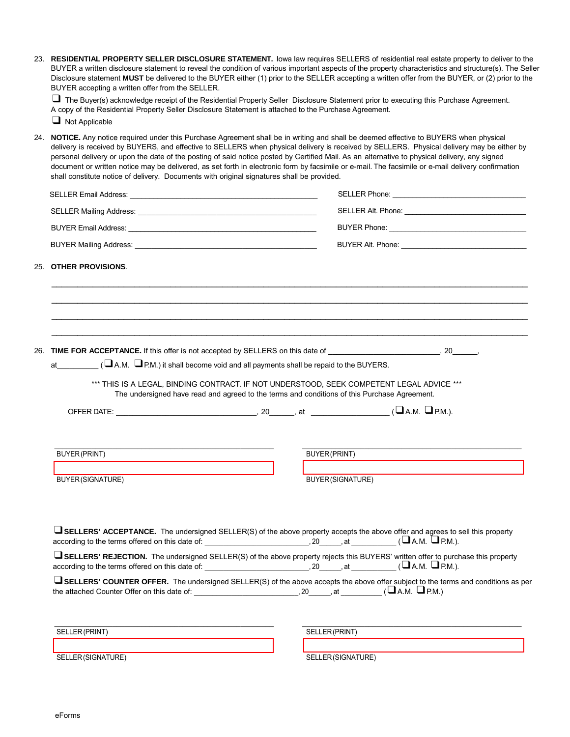23. **RESIDENTIAL PROPERTY SELLER DISCLOSURE STATEMENT.** Iowa law requires SELLERS of residential real estate property to deliver to the BUYER a written disclosure statement to reveal the condition of various important aspects of the property characteristics and structure(s). The Seller Disclosure statement **MUST** be delivered to the BUYER either (1) prior to the SELLER accepting a written offer from the BUYER, or (2) prior to the BUYER accepting a written offer from the SELLER.

   ☐ The Buyer(s) acknowledge receipt of the Residential Property Seller Disclosure Statement prior to executing this Purchase Agreement. A copy of the Residential Property Seller Disclosure Statement is attached to the Purchase Agreement.

   ☐ Not Applicable

24. **NOTICE.** Any notice required under this Purchase Agreement shall be in writing and shall be deemed effective to BUYERS when physical delivery is received by BUYERS, and effective to SELLERS when physical delivery is received by SELLERS. Physical delivery may be either by personal delivery or upon the date of the posting of said notice posted by Certified Mail. As an alternative to physical delivery, any signed document or written notice may be delivered, as set forth in electronic form by facsimile or e-mail. The facsimile or e-mail delivery confirmation shall constitute notice of delivery. Documents with original signatures shall be provided.

   SELLER Email Address: ______________________________ SELLER Phone: ______________________

   SELLER Mailing Address: ______________________________ SELLER Alt. Phone: ______________________

   BUYER Email Address: ______________________________ BUYER Phone: ______________________

   BUYER Mailing Address: ______________________________ BUYER Alt. Phone: ______________________

25. **OTHER PROVISIONS**.

   ____________________________________________________________________________

   ____________________________________________________________________________

   ____________________________________________________________________________

   ____________________________________________________________________________

26. **TIME FOR ACCEPTANCE.** If this offer is not accepted by SELLERS on this date of ______________________, 20______, at__________ (☐ A.M. ☐ P.M.) it shall become void and all payments shall be repaid to the BUYERS.

\*\*\* THIS IS A LEGAL, BINDING CONTRACT. IF NOT UNDERSTOOD, SEEK COMPETENT LEGAL ADVICE \*\*\*

The undersigned have read and agreed to the terms and conditions of this Purchase Agreement.

OFFER DATE: ______________________________, 20______, at ________________ (☐ A.M. ☐ P.M.).

______________________________ ______________________________
BUYER (PRINT) BUYER (PRINT)

______________________________ ______________________________
BUYER (SIGNATURE) BUYER (SIGNATURE)

☐ **SELLERS' ACCEPTANCE.** The undersigned SELLER(S) of the above property accepts the above offer and agrees to sell this property according to the terms offered on this date of: ______________________, 20______, at __________ (☐ A.M. ☐ P.M.).

☐ **SELLERS' REJECTION.** The undersigned SELLER(S) of the above property rejects this BUYERS' written offer to purchase this property according to the terms offered on this date of: ______________________, 20______, at __________ (☐ A.M. ☐ P.M.).

☐ **SELLERS' COUNTER OFFER.** The undersigned SELLER(S) of the above accepts the above offer subject to the terms and conditions as per the attached Counter Offer on this date of: ______________________, 20______, at __________ (☐ A.M. ☐ P.M.)

______________________________ ______________________________
SELLER (PRINT) SELLER (PRINT)

______________________________ ______________________________
SELLER (SIGNATURE) SELLER (SIGNATURE)

eForms